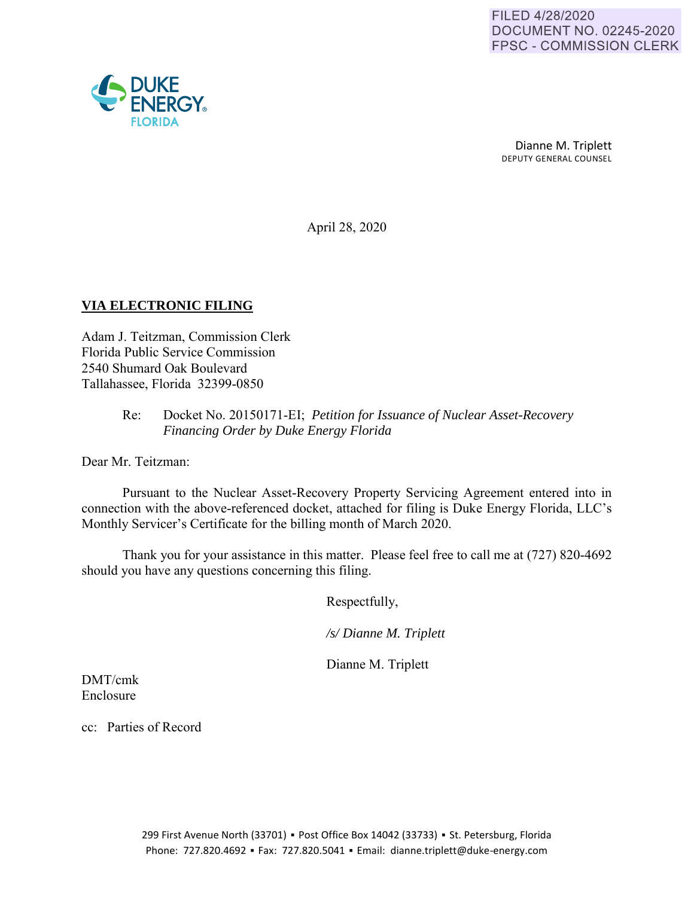FILED 4/28/2020
DOCUMENT NO. 02245-2020
FPSC - COMMISSION CLERK

DUKE ENERGY
FLORIDA

Dianne M. Triplett
DEPUTY GENERAL COUNSEL

April 28, 2020

**VIA ELECTRONIC FILING**

Adam J. Teitzman, Commission Clerk
Florida Public Service Commission
2540 Shumard Oak Boulevard
Tallahassee, Florida 32399-0850

Re: Docket No. 20150171-EI; *Petition for Issuance of Nuclear Asset-Recovery Financing Order by Duke Energy Florida*

Dear Mr. Teitzman:

Pursuant to the Nuclear Asset-Recovery Property Servicing Agreement entered into in connection with the above-referenced docket, attached for filing is Duke Energy Florida, LLC's Monthly Servicer's Certificate for the billing month of March 2020.

Thank you for your assistance in this matter. Please feel free to call me at (727) 820-4692 should you have any questions concerning this filing.

Respectfully,

*/s/ Dianne M. Triplett*

Dianne M. Triplett

DMT/cmk
Enclosure

cc: Parties of Record

299 First Avenue North (33701) ▪ Post Office Box 14042 (33733) ▪ St. Petersburg, Florida
Phone: 727.820.4692 ▪ Fax: 727.820.5041 ▪ Email: dianne.triplett@duke-energy.com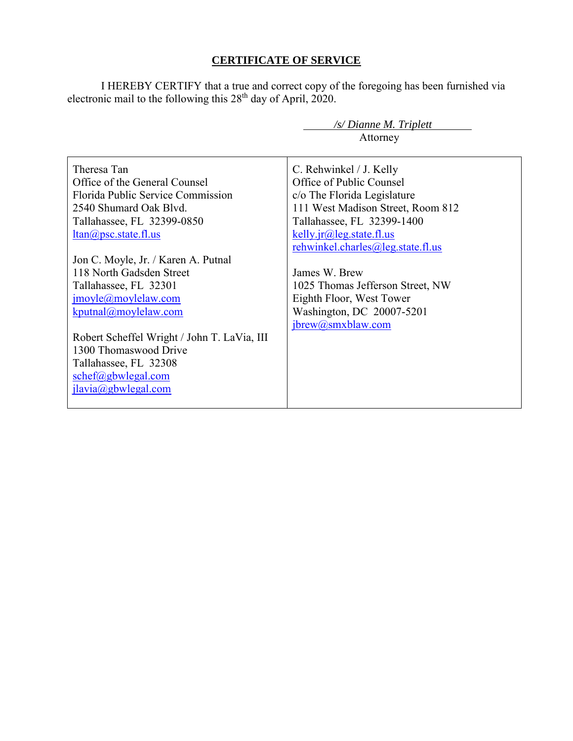## CERTIFICATE OF SERVICE

I HEREBY CERTIFY that a true and correct copy of the foregoing has been furnished via electronic mail to the following this 28th day of April, 2020.

*/s/ Dianne M. Triplett*
Attorney

| | |
|---|---|
| Theresa Tan<br>Office of the General Counsel<br>Florida Public Service Commission<br>2540 Shumard Oak Blvd.<br>Tallahassee, FL 32399-0850<br>ltan@psc.state.fl.us<br><br>Jon C. Moyle, Jr. / Karen A. Putnal<br>118 North Gadsden Street<br>Tallahassee, FL 32301<br>jmoyle@moylelaw.com<br>kputnal@moylelaw.com<br><br>Robert Scheffel Wright / John T. LaVia, III<br>1300 Thomaswood Drive<br>Tallahassee, FL 32308<br>schef@gbwlegal.com<br>jlavia@gbwlegal.com | C. Rehwinkel / J. Kelly<br>Office of Public Counsel<br>c/o The Florida Legislature<br>111 West Madison Street, Room 812<br>Tallahassee, FL 32399-1400<br>kelly.jr@leg.state.fl.us<br>rehwinkel.charles@leg.state.fl.us<br><br>James W. Brew<br>1025 Thomas Jefferson Street, NW<br>Eighth Floor, West Tower<br>Washington, DC 20007-5201<br>jbrew@smxblaw.com |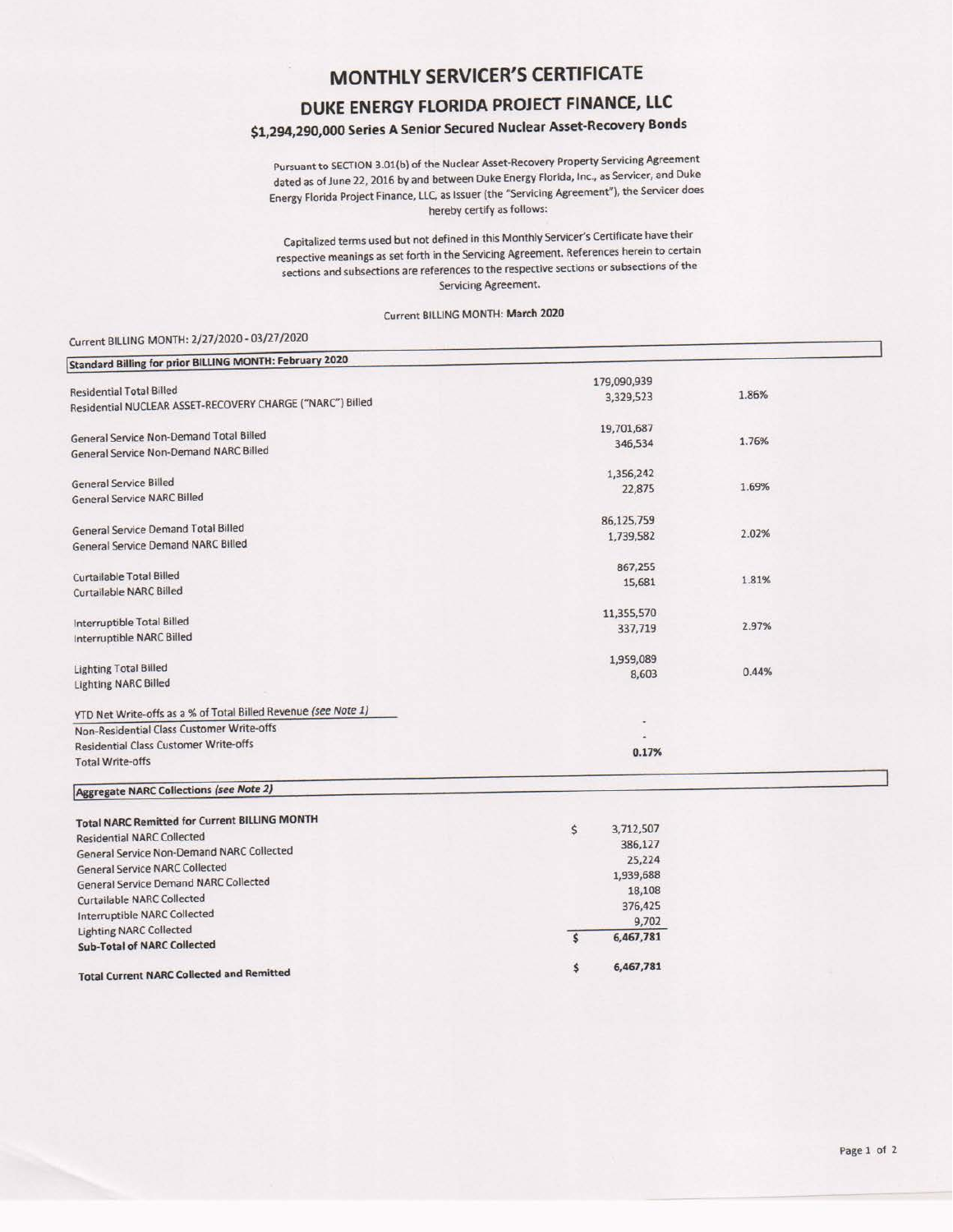# MONTHLY SERVICER'S CERTIFICATE

## DUKE ENERGY FLORIDA PROJECT FINANCE, LLC

### $1,294,290,000 Series A Senior Secured Nuclear Asset-Recovery Bonds

Pursuant to SECTION 3.01(b) of the Nuclear Asset-Recovery Property Servicing Agreement dated as of June 22, 2016 by and between Duke Energy Florida, Inc., as Servicer, and Duke Energy Florida Project Finance, LLC, as Issuer (the "Servicing Agreement"), the Servicer does hereby certify as follows:

Capitalized terms used but not defined in this Monthly Servicer's Certificate have their respective meanings as set forth in the Servicing Agreement. References herein to certain sections and subsections are references to the respective sections or subsections of the Servicing Agreement.

Current BILLING MONTH: **March 2020**

Current BILLING MONTH: 2/27/2020 - 03/27/2020

| Standard Billing for prior BILLING MONTH: February 2020 | | |
|---|---|---|
| Residential Total Billed | 179,090,939 | |
| Residential NUCLEAR ASSET-RECOVERY CHARGE ("NARC") Billed | 3,329,523 | 1.86% |
| General Service Non-Demand Total Billed | 19,701,687 | |
| General Service Non-Demand NARC Billed | 346,534 | 1.76% |
| General Service Billed | 1,356,242 | |
| General Service NARC Billed | 22,875 | 1.69% |
| General Service Demand Total Billed | 86,125,759 | |
| General Service Demand NARC Billed | 1,739,582 | 2.02% |
| Curtailable Total Billed | 867,255 | |
| Curtailable NARC Billed | 15,681 | 1.81% |
| Interruptible Total Billed | 11,355,570 | |
| Interruptible NARC Billed | 337,719 | 2.97% |
| Lighting Total Billed | 1,959,089 | |
| Lighting NARC Billed | 8,603 | 0.44% |
| *YTD Net Write-offs as a % of Total Billed Revenue (see Note 1)* | | |
| Non-Residential Class Customer Write-offs | - | |
| Residential Class Customer Write-offs | - | |
| Total Write-offs | **0.17%** | |

| *Aggregate NARC Collections (see Note 2)* | |
|---|---|
| **Total NARC Remitted for Current BILLING MONTH** | |
| Residential NARC Collected | $ 3,712,507 |
| General Service Non-Demand NARC Collected | 386,127 |
| General Service NARC Collected | 25,224 |
| General Service Demand NARC Collected | 1,939,688 |
| Curtailable NARC Collected | 18,108 |
| Interruptible NARC Collected | 376,425 |
| Lighting NARC Collected | 9,702 |
| **Sub-Total of NARC Collected** | $ 6,467,781 |
| **Total Current NARC Collected and Remitted** | $ 6,467,781 |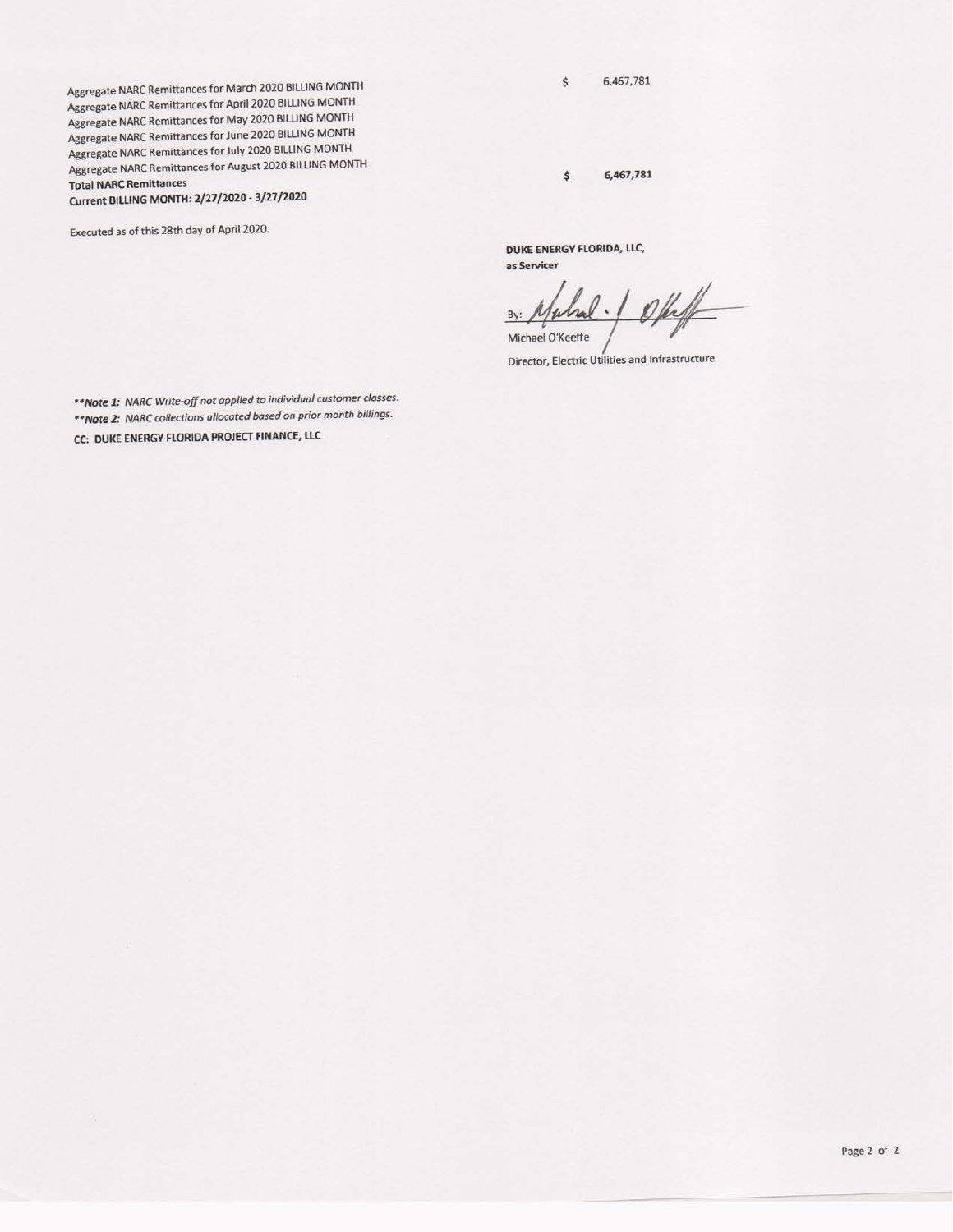| | |
|---|---|
| Aggregate NARC Remittances for March 2020 BILLING MONTH | $ 6,467,781 |
| Aggregate NARC Remittances for April 2020 BILLING MONTH | |
| Aggregate NARC Remittances for May 2020 BILLING MONTH | |
| Aggregate NARC Remittances for June 2020 BILLING MONTH | |
| Aggregate NARC Remittances for July 2020 BILLING MONTH | |
| Aggregate NARC Remittances for August 2020 BILLING MONTH | |
| **Total NARC Remittances** | **$ 6,467,781** |

**Current BILLING MONTH: 2/27/2020 - 3/27/2020**

Executed as of this 28th day of April 2020.

**DUKE ENERGY FLORIDA, LLC,**
**as Servicer**

By: Michael O'Keeffe

Michael O'Keeffe
Director, Electric Utilities and Infrastructure

***\*Note 1:*** *NARC Write-off not applied to individual customer classes.*
***\*Note 2:*** *NARC collections allocated based on prior month billings.*

CC: DUKE ENERGY FLORIDA PROJECT FINANCE, LLC